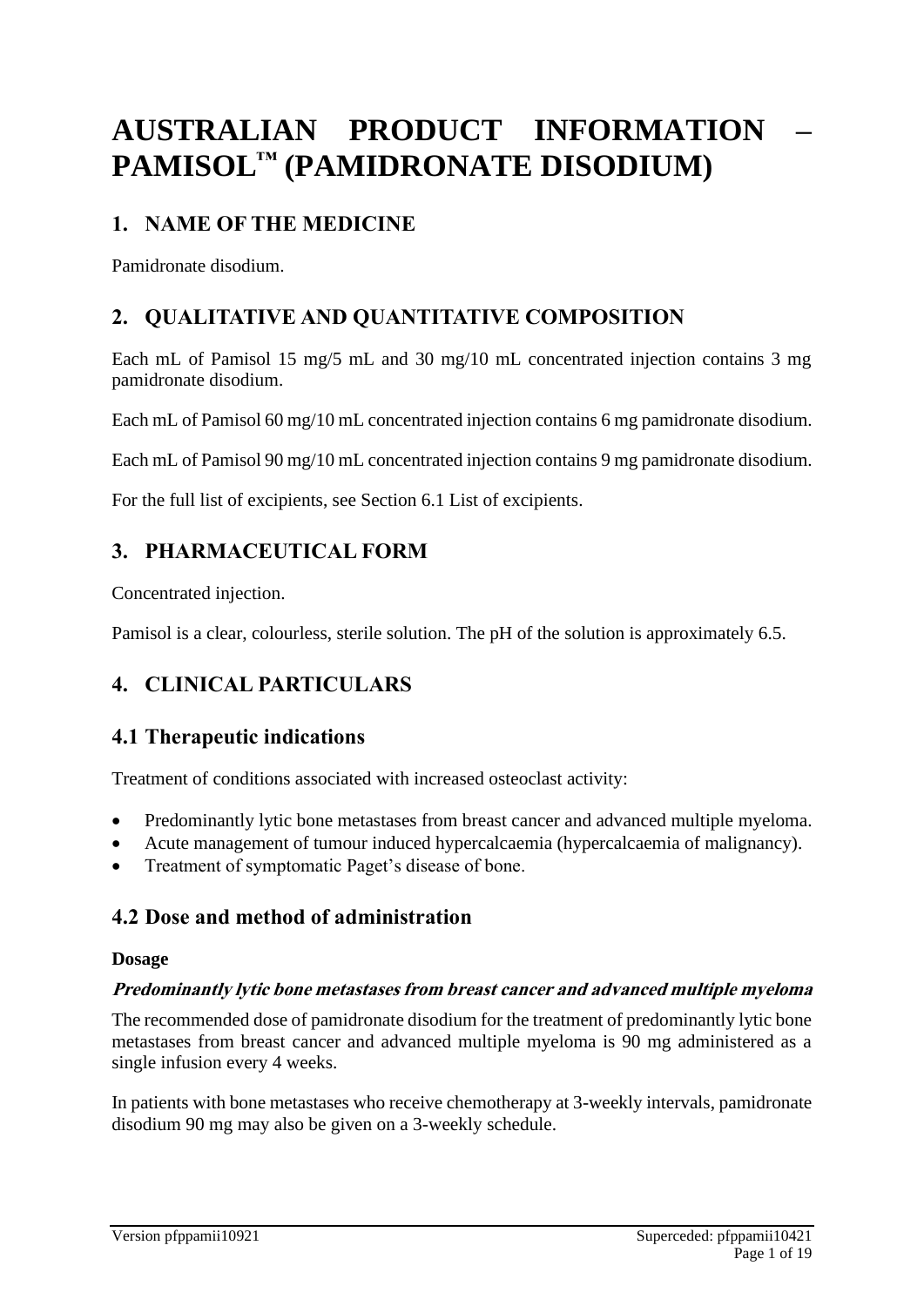# AUSTRALIAN PRODUCT INFORMATION – PAMISOL™ (PAMIDRONATE DISODIUM)

## 1. NAME OF THE MEDICINE

Pamidronate disodium.

## 2. QUALITATIVE AND QUANTITATIVE COMPOSITION

Each mL of Pamisol 15 mg/5 mL and 30 mg/10 mL concentrated injection contains 3 mg pamidronate disodium.

Each mL of Pamisol 60 mg/10 mL concentrated injection contains 6 mg pamidronate disodium.

Each mL of Pamisol 90 mg/10 mL concentrated injection contains 9 mg pamidronate disodium.

For the full list of excipients, see Section 6.1 List of excipients.

## 3. PHARMACEUTICAL FORM

Concentrated injection.

Pamisol is a clear, colourless, sterile solution. The pH of the solution is approximately 6.5.

## 4. CLINICAL PARTICULARS

## 4.1 Therapeutic indications

Treatment of conditions associated with increased osteoclast activity:

- Predominantly lytic bone metastases from breast cancer and advanced multiple myeloma.
- Acute management of tumour induced hypercalcaemia (hypercalcaemia of malignancy).
- Treatment of symptomatic Paget's disease of bone.

## 4.2 Dose and method of administration

**Dosage**

***Predominantly lytic bone metastases from breast cancer and advanced multiple myeloma***

The recommended dose of pamidronate disodium for the treatment of predominantly lytic bone metastases from breast cancer and advanced multiple myeloma is 90 mg administered as a single infusion every 4 weeks.

In patients with bone metastases who receive chemotherapy at 3-weekly intervals, pamidronate disodium 90 mg may also be given on a 3-weekly schedule.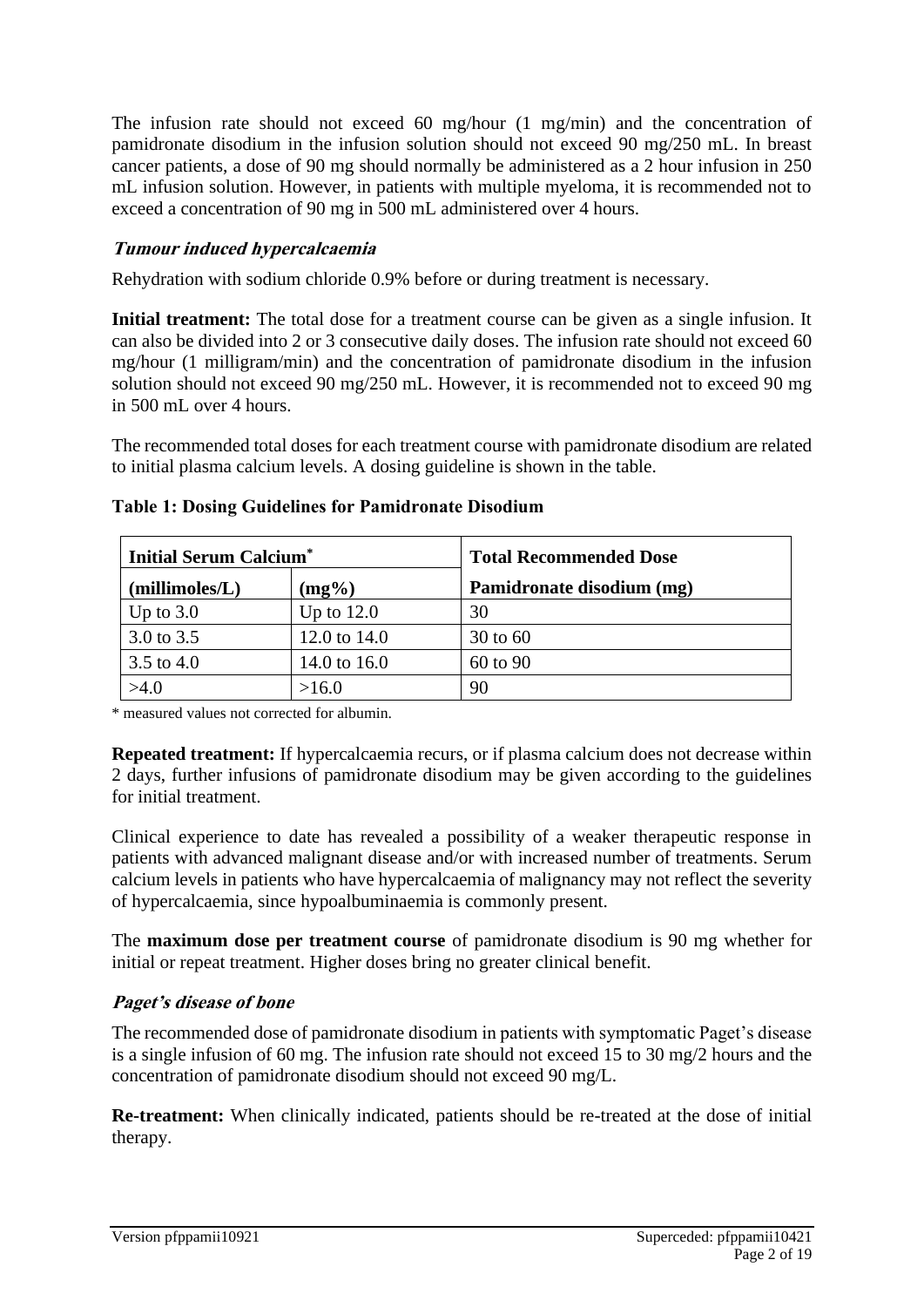The infusion rate should not exceed 60 mg/hour (1 mg/min) and the concentration of pamidronate disodium in the infusion solution should not exceed 90 mg/250 mL. In breast cancer patients, a dose of 90 mg should normally be administered as a 2 hour infusion in 250 mL infusion solution. However, in patients with multiple myeloma, it is recommended not to exceed a concentration of 90 mg in 500 mL administered over 4 hours.

### *Tumour induced hypercalcaemia*

Rehydration with sodium chloride 0.9% before or during treatment is necessary.

**Initial treatment:** The total dose for a treatment course can be given as a single infusion. It can also be divided into 2 or 3 consecutive daily doses. The infusion rate should not exceed 60 mg/hour (1 milligram/min) and the concentration of pamidronate disodium in the infusion solution should not exceed 90 mg/250 mL. However, it is recommended not to exceed 90 mg in 500 mL over 4 hours.

The recommended total doses for each treatment course with pamidronate disodium are related to initial plasma calcium levels. A dosing guideline is shown in the table.

**Table 1: Dosing Guidelines for Pamidronate Disodium**

| Initial Serum Calcium* | | Total Recommended Dose |
|---|---|---|
| (millimoles/L) | (mg%) | Pamidronate disodium (mg) |
| Up to 3.0 | Up to 12.0 | 30 |
| 3.0 to 3.5 | 12.0 to 14.0 | 30 to 60 |
| 3.5 to 4.0 | 14.0 to 16.0 | 60 to 90 |
| >4.0 | >16.0 | 90 |

\* measured values not corrected for albumin.

**Repeated treatment:** If hypercalcaemia recurs, or if plasma calcium does not decrease within 2 days, further infusions of pamidronate disodium may be given according to the guidelines for initial treatment.

Clinical experience to date has revealed a possibility of a weaker therapeutic response in patients with advanced malignant disease and/or with increased number of treatments. Serum calcium levels in patients who have hypercalcaemia of malignancy may not reflect the severity of hypercalcaemia, since hypoalbuminaemia is commonly present.

The **maximum dose per treatment course** of pamidronate disodium is 90 mg whether for initial or repeat treatment. Higher doses bring no greater clinical benefit.

### *Paget's disease of bone*

The recommended dose of pamidronate disodium in patients with symptomatic Paget's disease is a single infusion of 60 mg. The infusion rate should not exceed 15 to 30 mg/2 hours and the concentration of pamidronate disodium should not exceed 90 mg/L.

**Re-treatment:** When clinically indicated, patients should be re-treated at the dose of initial therapy.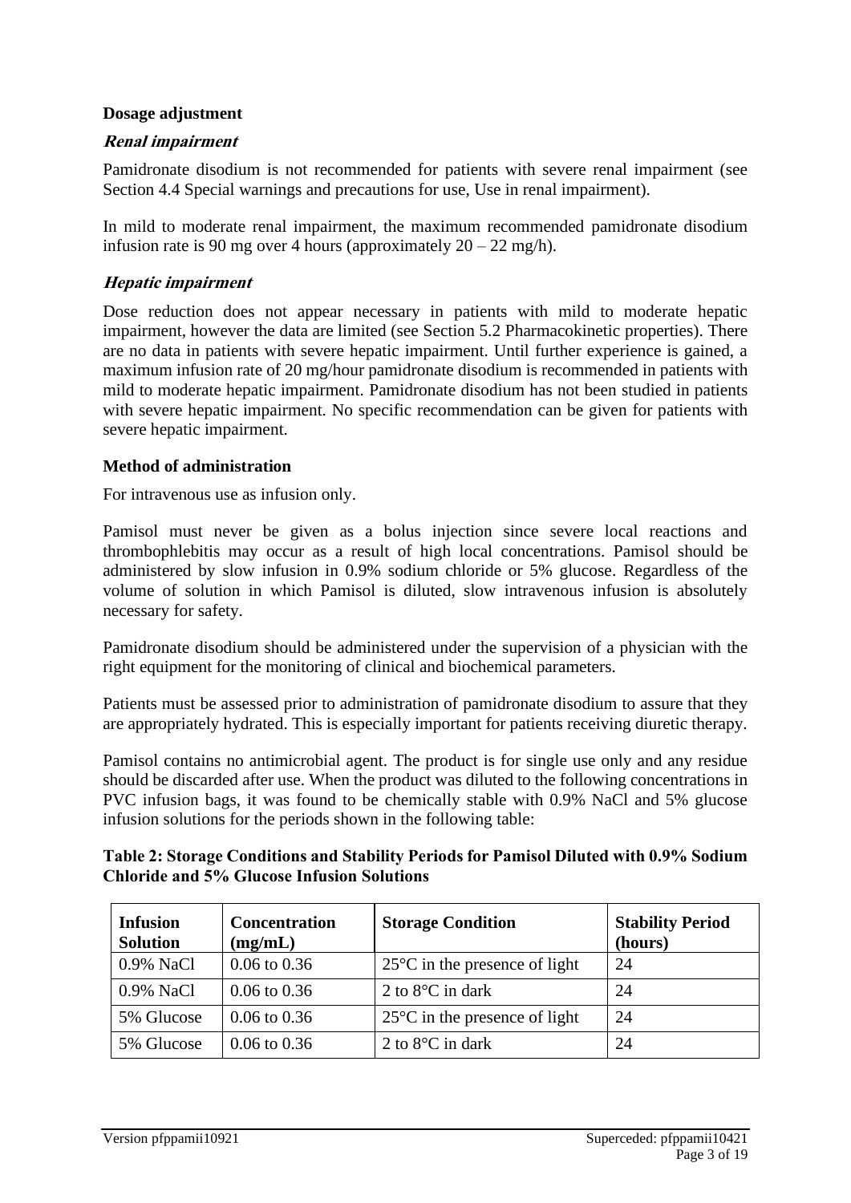### Dosage adjustment

#### *Renal impairment*

Pamidronate disodium is not recommended for patients with severe renal impairment (see Section 4.4 Special warnings and precautions for use, Use in renal impairment).

In mild to moderate renal impairment, the maximum recommended pamidronate disodium infusion rate is 90 mg over 4 hours (approximately 20 – 22 mg/h).

#### *Hepatic impairment*

Dose reduction does not appear necessary in patients with mild to moderate hepatic impairment, however the data are limited (see Section 5.2 Pharmacokinetic properties). There are no data in patients with severe hepatic impairment. Until further experience is gained, a maximum infusion rate of 20 mg/hour pamidronate disodium is recommended in patients with mild to moderate hepatic impairment. Pamidronate disodium has not been studied in patients with severe hepatic impairment. No specific recommendation can be given for patients with severe hepatic impairment.

### Method of administration

For intravenous use as infusion only.

Pamisol must never be given as a bolus injection since severe local reactions and thrombophlebitis may occur as a result of high local concentrations. Pamisol should be administered by slow infusion in 0.9% sodium chloride or 5% glucose. Regardless of the volume of solution in which Pamisol is diluted, slow intravenous infusion is absolutely necessary for safety.

Pamidronate disodium should be administered under the supervision of a physician with the right equipment for the monitoring of clinical and biochemical parameters.

Patients must be assessed prior to administration of pamidronate disodium to assure that they are appropriately hydrated. This is especially important for patients receiving diuretic therapy.

Pamisol contains no antimicrobial agent. The product is for single use only and any residue should be discarded after use. When the product was diluted to the following concentrations in PVC infusion bags, it was found to be chemically stable with 0.9% NaCl and 5% glucose infusion solutions for the periods shown in the following table:

**Table 2: Storage Conditions and Stability Periods for Pamisol Diluted with 0.9% Sodium Chloride and 5% Glucose Infusion Solutions**

| Infusion Solution | Concentration (mg/mL) | Storage Condition | Stability Period (hours) |
|---|---|---|---|
| 0.9% NaCl | 0.06 to 0.36 | 25°C in the presence of light | 24 |
| 0.9% NaCl | 0.06 to 0.36 | 2 to 8°C in dark | 24 |
| 5% Glucose | 0.06 to 0.36 | 25°C in the presence of light | 24 |
| 5% Glucose | 0.06 to 0.36 | 2 to 8°C in dark | 24 |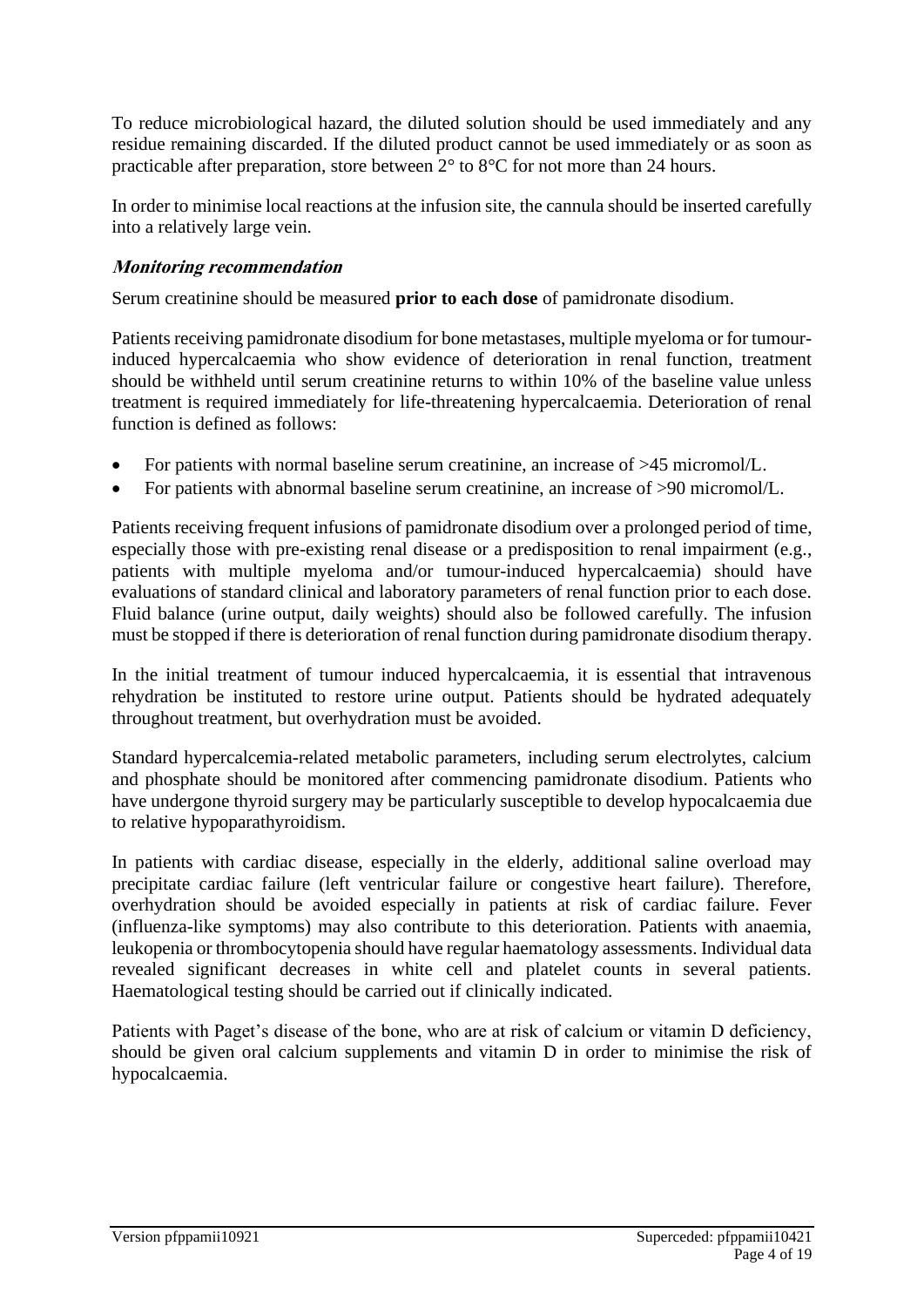To reduce microbiological hazard, the diluted solution should be used immediately and any residue remaining discarded. If the diluted product cannot be used immediately or as soon as practicable after preparation, store between 2° to 8°C for not more than 24 hours.

In order to minimise local reactions at the infusion site, the cannula should be inserted carefully into a relatively large vein.

### *Monitoring recommendation*

Serum creatinine should be measured **prior to each dose** of pamidronate disodium.

Patients receiving pamidronate disodium for bone metastases, multiple myeloma or for tumour-induced hypercalcaemia who show evidence of deterioration in renal function, treatment should be withheld until serum creatinine returns to within 10% of the baseline value unless treatment is required immediately for life-threatening hypercalcaemia. Deterioration of renal function is defined as follows:

- For patients with normal baseline serum creatinine, an increase of >45 micromol/L.
- For patients with abnormal baseline serum creatinine, an increase of >90 micromol/L.

Patients receiving frequent infusions of pamidronate disodium over a prolonged period of time, especially those with pre-existing renal disease or a predisposition to renal impairment (e.g., patients with multiple myeloma and/or tumour-induced hypercalcaemia) should have evaluations of standard clinical and laboratory parameters of renal function prior to each dose. Fluid balance (urine output, daily weights) should also be followed carefully. The infusion must be stopped if there is deterioration of renal function during pamidronate disodium therapy.

In the initial treatment of tumour induced hypercalcaemia, it is essential that intravenous rehydration be instituted to restore urine output. Patients should be hydrated adequately throughout treatment, but overhydration must be avoided.

Standard hypercalcemia-related metabolic parameters, including serum electrolytes, calcium and phosphate should be monitored after commencing pamidronate disodium. Patients who have undergone thyroid surgery may be particularly susceptible to develop hypocalcaemia due to relative hypoparathyroidism.

In patients with cardiac disease, especially in the elderly, additional saline overload may precipitate cardiac failure (left ventricular failure or congestive heart failure). Therefore, overhydration should be avoided especially in patients at risk of cardiac failure. Fever (influenza-like symptoms) may also contribute to this deterioration. Patients with anaemia, leukopenia or thrombocytopenia should have regular haematology assessments. Individual data revealed significant decreases in white cell and platelet counts in several patients. Haematological testing should be carried out if clinically indicated.

Patients with Paget's disease of the bone, who are at risk of calcium or vitamin D deficiency, should be given oral calcium supplements and vitamin D in order to minimise the risk of hypocalcaemia.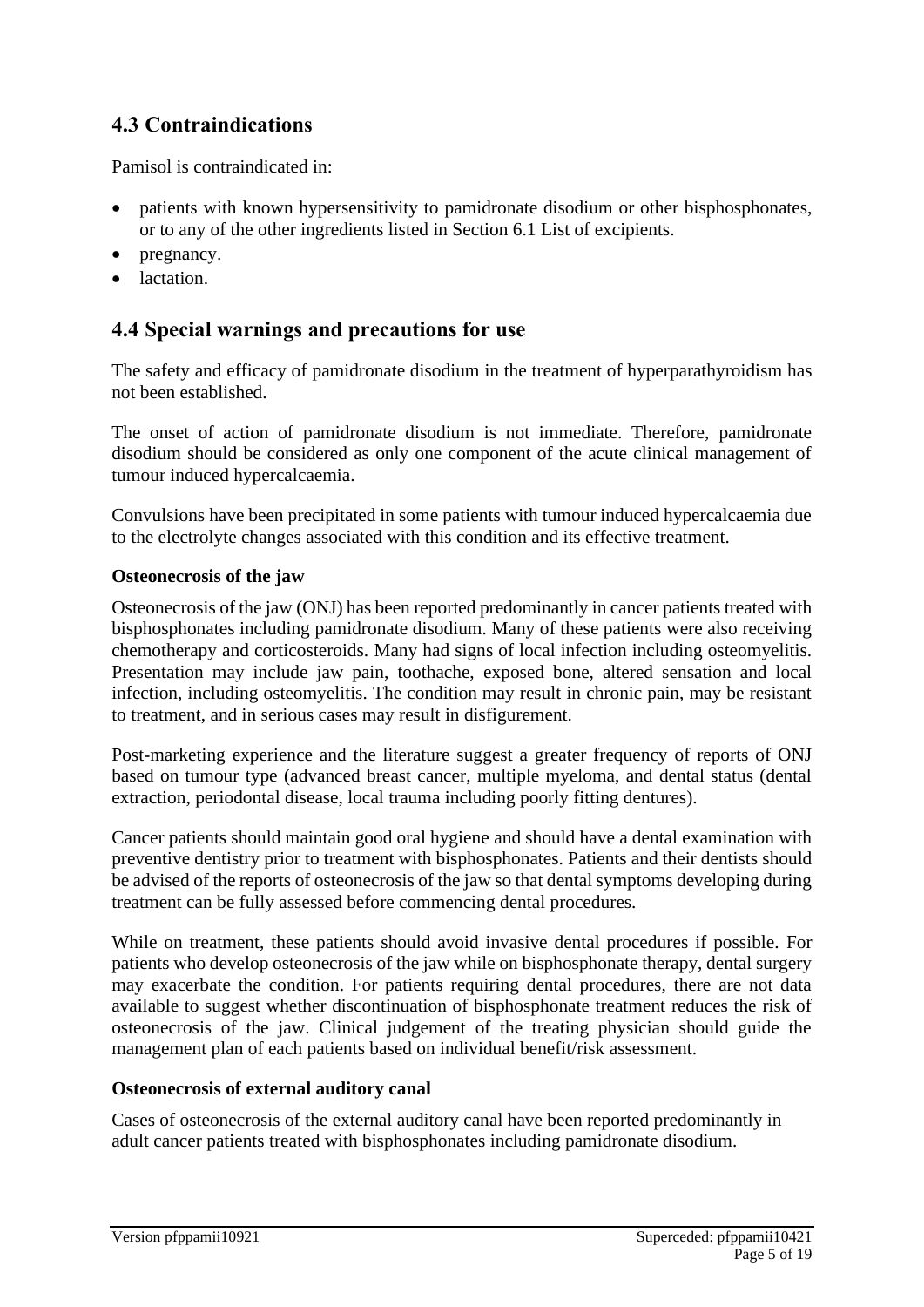## 4.3 Contraindications

Pamisol is contraindicated in:

- patients with known hypersensitivity to pamidronate disodium or other bisphosphonates, or to any of the other ingredients listed in Section 6.1 List of excipients.
- pregnancy.
- lactation.

## 4.4 Special warnings and precautions for use

The safety and efficacy of pamidronate disodium in the treatment of hyperparathyroidism has not been established.

The onset of action of pamidronate disodium is not immediate. Therefore, pamidronate disodium should be considered as only one component of the acute clinical management of tumour induced hypercalcaemia.

Convulsions have been precipitated in some patients with tumour induced hypercalcaemia due to the electrolyte changes associated with this condition and its effective treatment.

**Osteonecrosis of the jaw**

Osteonecrosis of the jaw (ONJ) has been reported predominantly in cancer patients treated with bisphosphonates including pamidronate disodium. Many of these patients were also receiving chemotherapy and corticosteroids. Many had signs of local infection including osteomyelitis. Presentation may include jaw pain, toothache, exposed bone, altered sensation and local infection, including osteomyelitis. The condition may result in chronic pain, may be resistant to treatment, and in serious cases may result in disfigurement.

Post-marketing experience and the literature suggest a greater frequency of reports of ONJ based on tumour type (advanced breast cancer, multiple myeloma, and dental status (dental extraction, periodontal disease, local trauma including poorly fitting dentures).

Cancer patients should maintain good oral hygiene and should have a dental examination with preventive dentistry prior to treatment with bisphosphonates. Patients and their dentists should be advised of the reports of osteonecrosis of the jaw so that dental symptoms developing during treatment can be fully assessed before commencing dental procedures.

While on treatment, these patients should avoid invasive dental procedures if possible. For patients who develop osteonecrosis of the jaw while on bisphosphonate therapy, dental surgery may exacerbate the condition. For patients requiring dental procedures, there are not data available to suggest whether discontinuation of bisphosphonate treatment reduces the risk of osteonecrosis of the jaw. Clinical judgement of the treating physician should guide the management plan of each patients based on individual benefit/risk assessment.

**Osteonecrosis of external auditory canal**

Cases of osteonecrosis of the external auditory canal have been reported predominantly in adult cancer patients treated with bisphosphonates including pamidronate disodium.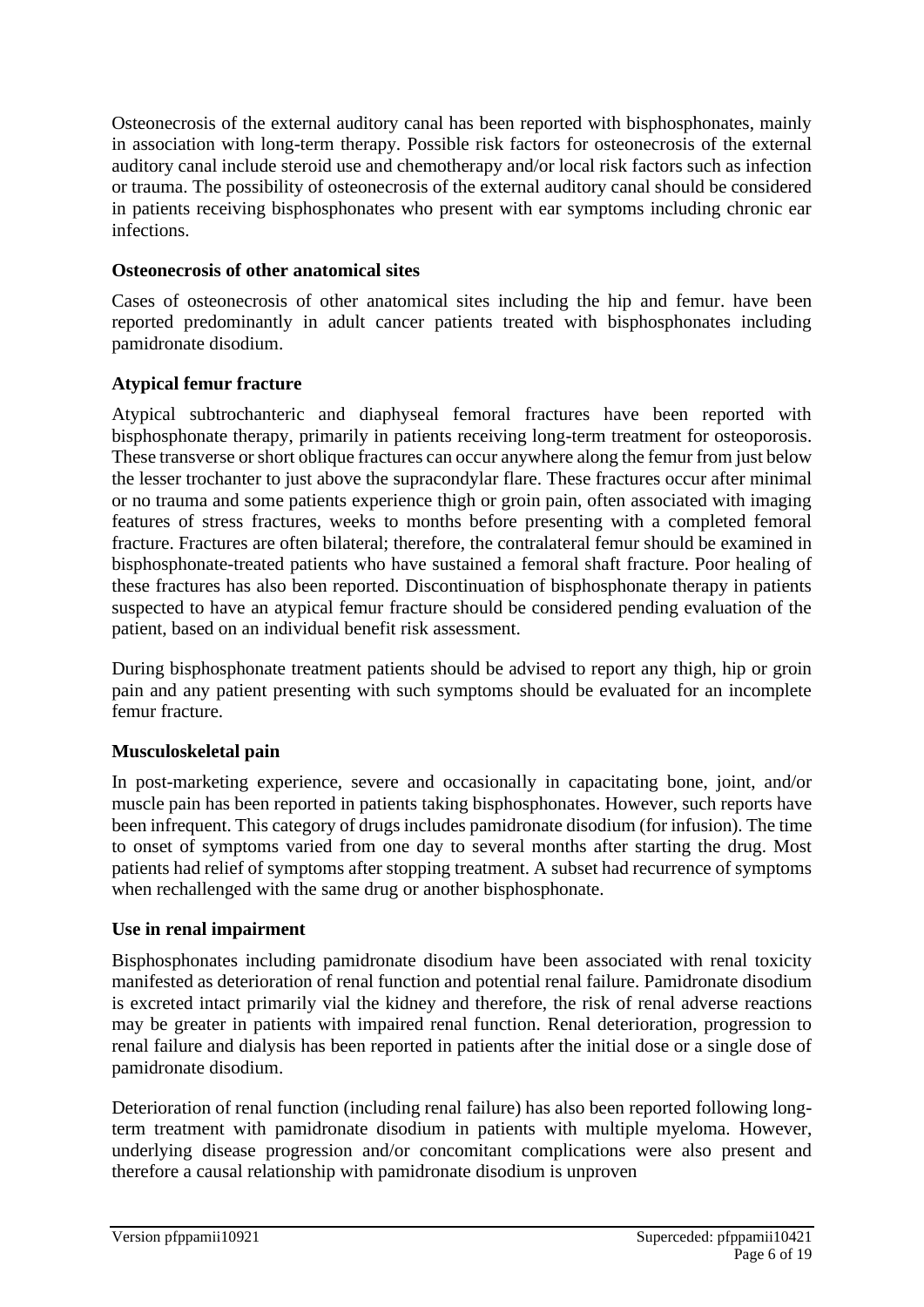Osteonecrosis of the external auditory canal has been reported with bisphosphonates, mainly in association with long-term therapy. Possible risk factors for osteonecrosis of the external auditory canal include steroid use and chemotherapy and/or local risk factors such as infection or trauma. The possibility of osteonecrosis of the external auditory canal should be considered in patients receiving bisphosphonates who present with ear symptoms including chronic ear infections.

**Osteonecrosis of other anatomical sites**

Cases of osteonecrosis of other anatomical sites including the hip and femur. have been reported predominantly in adult cancer patients treated with bisphosphonates including pamidronate disodium.

**Atypical femur fracture**

Atypical subtrochanteric and diaphyseal femoral fractures have been reported with bisphosphonate therapy, primarily in patients receiving long-term treatment for osteoporosis. These transverse or short oblique fractures can occur anywhere along the femur from just below the lesser trochanter to just above the supracondylar flare. These fractures occur after minimal or no trauma and some patients experience thigh or groin pain, often associated with imaging features of stress fractures, weeks to months before presenting with a completed femoral fracture. Fractures are often bilateral; therefore, the contralateral femur should be examined in bisphosphonate-treated patients who have sustained a femoral shaft fracture. Poor healing of these fractures has also been reported. Discontinuation of bisphosphonate therapy in patients suspected to have an atypical femur fracture should be considered pending evaluation of the patient, based on an individual benefit risk assessment.

During bisphosphonate treatment patients should be advised to report any thigh, hip or groin pain and any patient presenting with such symptoms should be evaluated for an incomplete femur fracture.

**Musculoskeletal pain**

In post-marketing experience, severe and occasionally in capacitating bone, joint, and/or muscle pain has been reported in patients taking bisphosphonates. However, such reports have been infrequent. This category of drugs includes pamidronate disodium (for infusion). The time to onset of symptoms varied from one day to several months after starting the drug. Most patients had relief of symptoms after stopping treatment. A subset had recurrence of symptoms when rechallenged with the same drug or another bisphosphonate.

**Use in renal impairment**

Bisphosphonates including pamidronate disodium have been associated with renal toxicity manifested as deterioration of renal function and potential renal failure. Pamidronate disodium is excreted intact primarily vial the kidney and therefore, the risk of renal adverse reactions may be greater in patients with impaired renal function. Renal deterioration, progression to renal failure and dialysis has been reported in patients after the initial dose or a single dose of pamidronate disodium.

Deterioration of renal function (including renal failure) has also been reported following long-term treatment with pamidronate disodium in patients with multiple myeloma. However, underlying disease progression and/or concomitant complications were also present and therefore a causal relationship with pamidronate disodium is unproven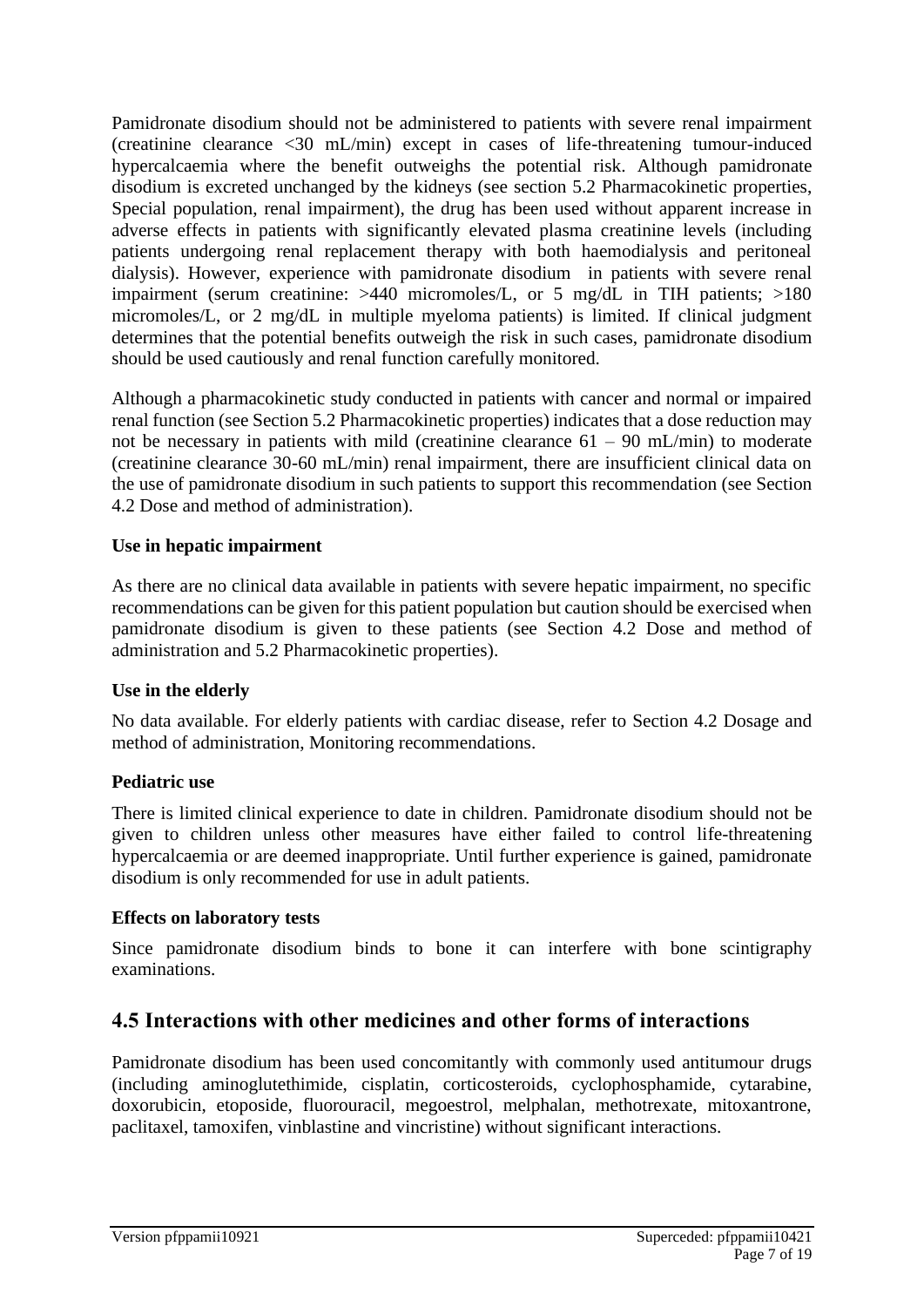Pamidronate disodium should not be administered to patients with severe renal impairment (creatinine clearance <30 mL/min) except in cases of life-threatening tumour-induced hypercalcaemia where the benefit outweighs the potential risk. Although pamidronate disodium is excreted unchanged by the kidneys (see section 5.2 Pharmacokinetic properties, Special population, renal impairment), the drug has been used without apparent increase in adverse effects in patients with significantly elevated plasma creatinine levels (including patients undergoing renal replacement therapy with both haemodialysis and peritoneal dialysis). However, experience with pamidronate disodium in patients with severe renal impairment (serum creatinine: >440 micromoles/L, or 5 mg/dL in TIH patients; >180 micromoles/L, or 2 mg/dL in multiple myeloma patients) is limited. If clinical judgment determines that the potential benefits outweigh the risk in such cases, pamidronate disodium should be used cautiously and renal function carefully monitored.

Although a pharmacokinetic study conducted in patients with cancer and normal or impaired renal function (see Section 5.2 Pharmacokinetic properties) indicates that a dose reduction may not be necessary in patients with mild (creatinine clearance 61 – 90 mL/min) to moderate (creatinine clearance 30-60 mL/min) renal impairment, there are insufficient clinical data on the use of pamidronate disodium in such patients to support this recommendation (see Section 4.2 Dose and method of administration).

**Use in hepatic impairment**

As there are no clinical data available in patients with severe hepatic impairment, no specific recommendations can be given for this patient population but caution should be exercised when pamidronate disodium is given to these patients (see Section 4.2 Dose and method of administration and 5.2 Pharmacokinetic properties).

**Use in the elderly**

No data available. For elderly patients with cardiac disease, refer to Section 4.2 Dosage and method of administration, Monitoring recommendations.

**Pediatric use**

There is limited clinical experience to date in children. Pamidronate disodium should not be given to children unless other measures have either failed to control life-threatening hypercalcaemia or are deemed inappropriate. Until further experience is gained, pamidronate disodium is only recommended for use in adult patients.

**Effects on laboratory tests**

Since pamidronate disodium binds to bone it can interfere with bone scintigraphy examinations.

## 4.5 Interactions with other medicines and other forms of interactions

Pamidronate disodium has been used concomitantly with commonly used antitumour drugs (including aminoglutethimide, cisplatin, corticosteroids, cyclophosphamide, cytarabine, doxorubicin, etoposide, fluorouracil, megoestrol, melphalan, methotrexate, mitoxantrone, paclitaxel, tamoxifen, vinblastine and vincristine) without significant interactions.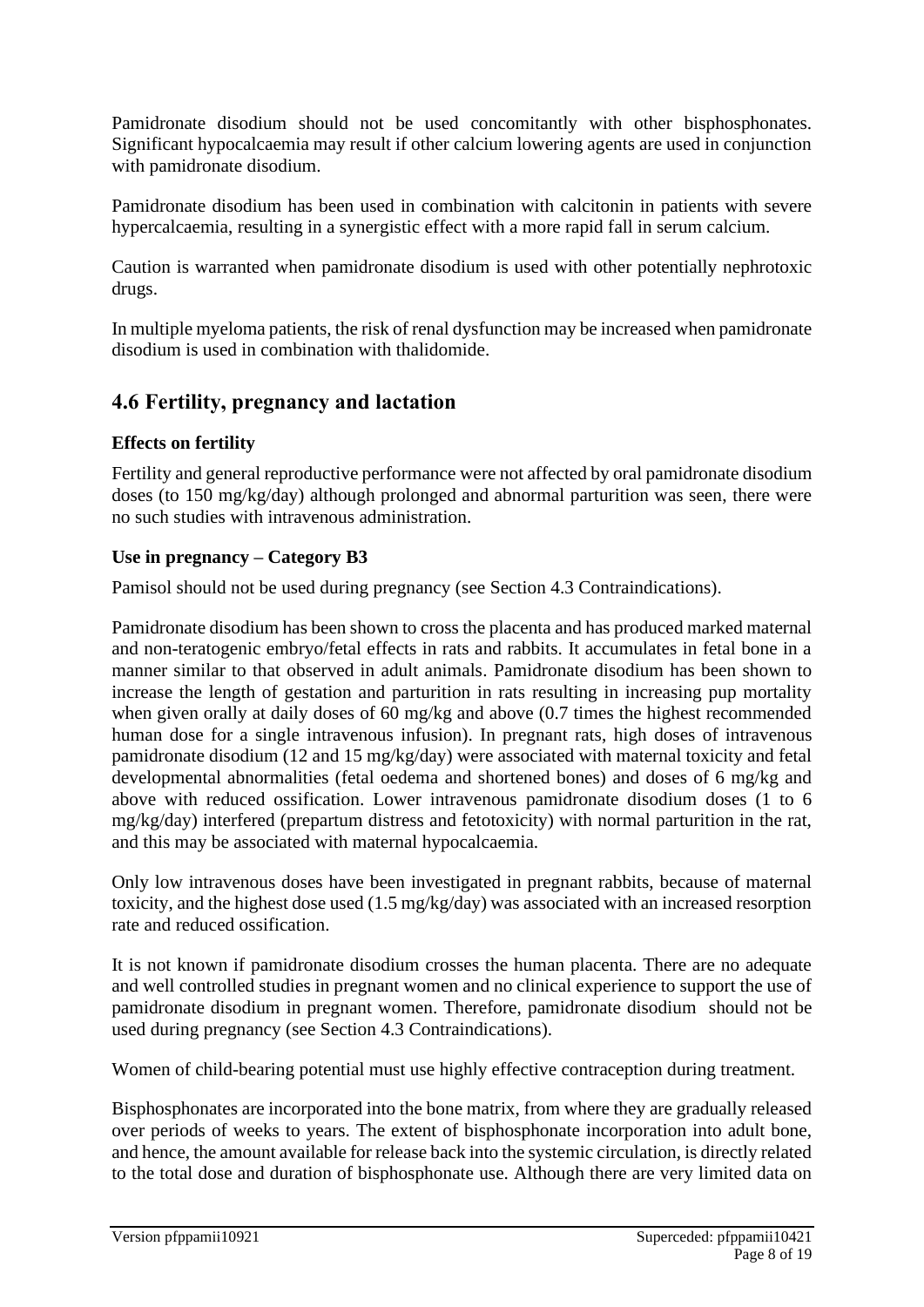Pamidronate disodium should not be used concomitantly with other bisphosphonates. Significant hypocalcaemia may result if other calcium lowering agents are used in conjunction with pamidronate disodium.

Pamidronate disodium has been used in combination with calcitonin in patients with severe hypercalcaemia, resulting in a synergistic effect with a more rapid fall in serum calcium.

Caution is warranted when pamidronate disodium is used with other potentially nephrotoxic drugs.

In multiple myeloma patients, the risk of renal dysfunction may be increased when pamidronate disodium is used in combination with thalidomide.

## 4.6 Fertility, pregnancy and lactation

### Effects on fertility

Fertility and general reproductive performance were not affected by oral pamidronate disodium doses (to 150 mg/kg/day) although prolonged and abnormal parturition was seen, there were no such studies with intravenous administration.

### Use in pregnancy – Category B3

Pamisol should not be used during pregnancy (see Section 4.3 Contraindications).

Pamidronate disodium has been shown to cross the placenta and has produced marked maternal and non-teratogenic embryo/fetal effects in rats and rabbits. It accumulates in fetal bone in a manner similar to that observed in adult animals. Pamidronate disodium has been shown to increase the length of gestation and parturition in rats resulting in increasing pup mortality when given orally at daily doses of 60 mg/kg and above (0.7 times the highest recommended human dose for a single intravenous infusion). In pregnant rats, high doses of intravenous pamidronate disodium (12 and 15 mg/kg/day) were associated with maternal toxicity and fetal developmental abnormalities (fetal oedema and shortened bones) and doses of 6 mg/kg and above with reduced ossification. Lower intravenous pamidronate disodium doses (1 to 6 mg/kg/day) interfered (prepartum distress and fetotoxicity) with normal parturition in the rat, and this may be associated with maternal hypocalcaemia.

Only low intravenous doses have been investigated in pregnant rabbits, because of maternal toxicity, and the highest dose used (1.5 mg/kg/day) was associated with an increased resorption rate and reduced ossification.

It is not known if pamidronate disodium crosses the human placenta. There are no adequate and well controlled studies in pregnant women and no clinical experience to support the use of pamidronate disodium in pregnant women. Therefore, pamidronate disodium should not be used during pregnancy (see Section 4.3 Contraindications).

Women of child-bearing potential must use highly effective contraception during treatment.

Bisphosphonates are incorporated into the bone matrix, from where they are gradually released over periods of weeks to years. The extent of bisphosphonate incorporation into adult bone, and hence, the amount available for release back into the systemic circulation, is directly related to the total dose and duration of bisphosphonate use. Although there are very limited data on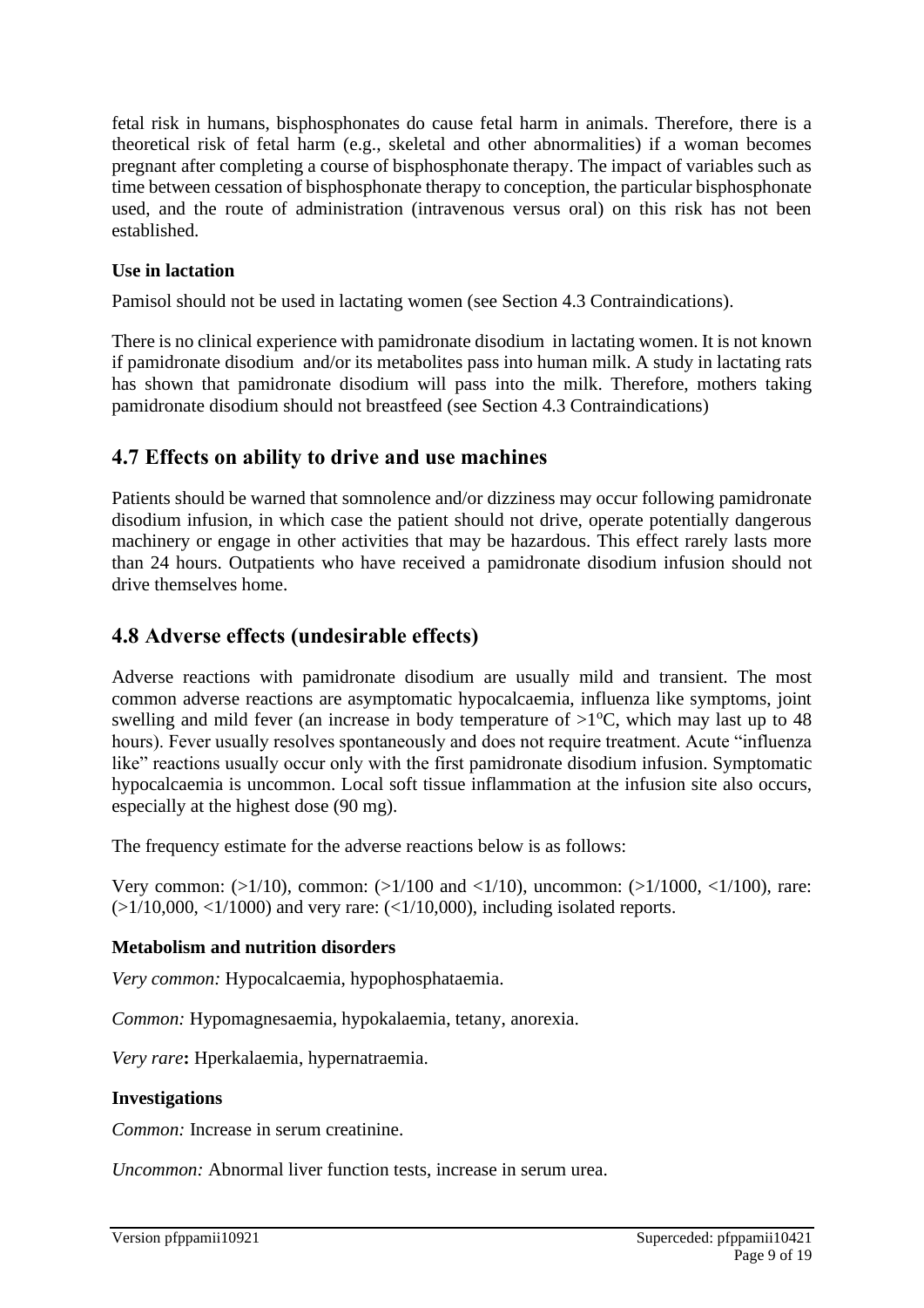fetal risk in humans, bisphosphonates do cause fetal harm in animals. Therefore, there is a theoretical risk of fetal harm (e.g., skeletal and other abnormalities) if a woman becomes pregnant after completing a course of bisphosphonate therapy. The impact of variables such as time between cessation of bisphosphonate therapy to conception, the particular bisphosphonate used, and the route of administration (intravenous versus oral) on this risk has not been established.

**Use in lactation**

Pamisol should not be used in lactating women (see Section 4.3 Contraindications).

There is no clinical experience with pamidronate disodium in lactating women. It is not known if pamidronate disodium and/or its metabolites pass into human milk. A study in lactating rats has shown that pamidronate disodium will pass into the milk. Therefore, mothers taking pamidronate disodium should not breastfeed (see Section 4.3 Contraindications)

## 4.7 Effects on ability to drive and use machines

Patients should be warned that somnolence and/or dizziness may occur following pamidronate disodium infusion, in which case the patient should not drive, operate potentially dangerous machinery or engage in other activities that may be hazardous. This effect rarely lasts more than 24 hours. Outpatients who have received a pamidronate disodium infusion should not drive themselves home.

## 4.8 Adverse effects (undesirable effects)

Adverse reactions with pamidronate disodium are usually mild and transient. The most common adverse reactions are asymptomatic hypocalcaemia, influenza like symptoms, joint swelling and mild fever (an increase in body temperature of >1°C, which may last up to 48 hours). Fever usually resolves spontaneously and does not require treatment. Acute "influenza like" reactions usually occur only with the first pamidronate disodium infusion. Symptomatic hypocalcaemia is uncommon. Local soft tissue inflammation at the infusion site also occurs, especially at the highest dose (90 mg).

The frequency estimate for the adverse reactions below is as follows:

Very common: (>1/10), common: (>1/100 and <1/10), uncommon: (>1/1000, <1/100), rare: (>1/10,000, <1/1000) and very rare: (<1/10,000), including isolated reports.

**Metabolism and nutrition disorders**

*Very common:* Hypocalcaemia, hypophosphataemia.

*Common:* Hypomagnesaemia, hypokalaemia, tetany, anorexia.

*Very rare***:** Hperkalaemia, hypernatraemia.

**Investigations**

*Common:* Increase in serum creatinine.

*Uncommon:* Abnormal liver function tests, increase in serum urea.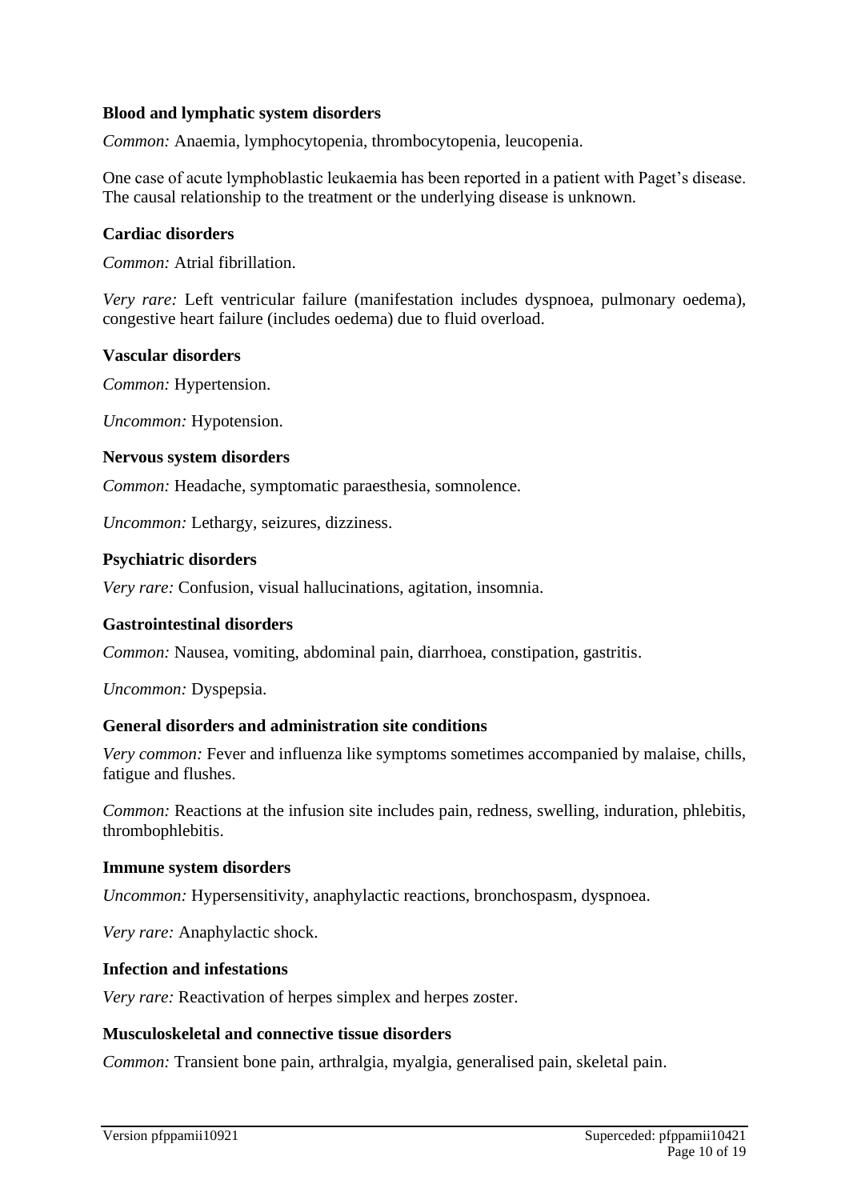**Blood and lymphatic system disorders**

*Common:* Anaemia, lymphocytopenia, thrombocytopenia, leucopenia.

One case of acute lymphoblastic leukaemia has been reported in a patient with Paget's disease. The causal relationship to the treatment or the underlying disease is unknown.

**Cardiac disorders**

*Common:* Atrial fibrillation.

*Very rare:* Left ventricular failure (manifestation includes dyspnoea, pulmonary oedema), congestive heart failure (includes oedema) due to fluid overload.

**Vascular disorders**

*Common:* Hypertension.

*Uncommon:* Hypotension.

**Nervous system disorders**

*Common:* Headache, symptomatic paraesthesia, somnolence.

*Uncommon:* Lethargy, seizures, dizziness.

**Psychiatric disorders**

*Very rare:* Confusion, visual hallucinations, agitation, insomnia.

**Gastrointestinal disorders**

*Common:* Nausea, vomiting, abdominal pain, diarrhoea, constipation, gastritis.

*Uncommon:* Dyspepsia.

**General disorders and administration site conditions**

*Very common:* Fever and influenza like symptoms sometimes accompanied by malaise, chills, fatigue and flushes.

*Common:* Reactions at the infusion site includes pain, redness, swelling, induration, phlebitis, thrombophlebitis.

**Immune system disorders**

*Uncommon:* Hypersensitivity, anaphylactic reactions, bronchospasm, dyspnoea.

*Very rare:* Anaphylactic shock.

**Infection and infestations**

*Very rare:* Reactivation of herpes simplex and herpes zoster.

**Musculoskeletal and connective tissue disorders**

*Common:* Transient bone pain, arthralgia, myalgia, generalised pain, skeletal pain.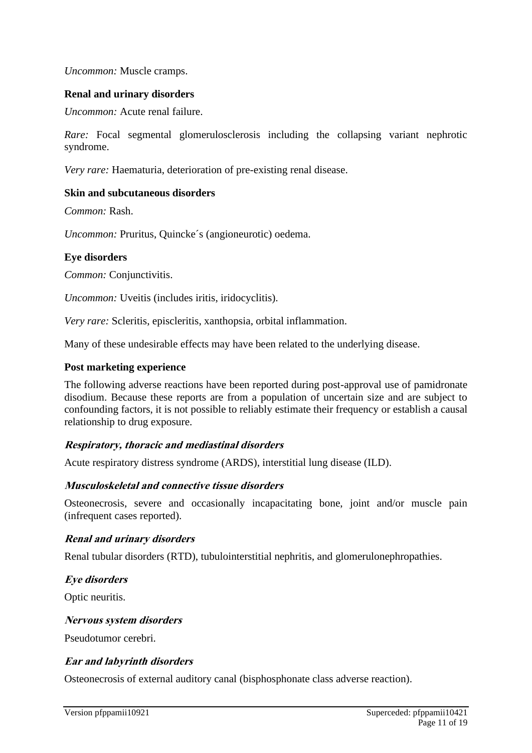*Uncommon:* Muscle cramps.

**Renal and urinary disorders**

*Uncommon:* Acute renal failure.

*Rare:* Focal segmental glomerulosclerosis including the collapsing variant nephrotic syndrome.

*Very rare:* Haematuria, deterioration of pre-existing renal disease.

**Skin and subcutaneous disorders**

*Common:* Rash.

*Uncommon:* Pruritus, Quincke´s (angioneurotic) oedema.

**Eye disorders**

*Common:* Conjunctivitis.

*Uncommon:* Uveitis (includes iritis, iridocyclitis).

*Very rare:* Scleritis, episcleritis, xanthopsia, orbital inflammation.

Many of these undesirable effects may have been related to the underlying disease.

**Post marketing experience**

The following adverse reactions have been reported during post-approval use of pamidronate disodium. Because these reports are from a population of uncertain size and are subject to confounding factors, it is not possible to reliably estimate their frequency or establish a causal relationship to drug exposure.

***Respiratory, thoracic and mediastinal disorders***

Acute respiratory distress syndrome (ARDS), interstitial lung disease (ILD).

***Musculoskeletal and connective tissue disorders***

Osteonecrosis, severe and occasionally incapacitating bone, joint and/or muscle pain (infrequent cases reported).

***Renal and urinary disorders***

Renal tubular disorders (RTD), tubulointerstitial nephritis, and glomerulonephropathies.

***Eye disorders***

Optic neuritis.

***Nervous system disorders***

Pseudotumor cerebri.

***Ear and labyrinth disorders***

Osteonecrosis of external auditory canal (bisphosphonate class adverse reaction).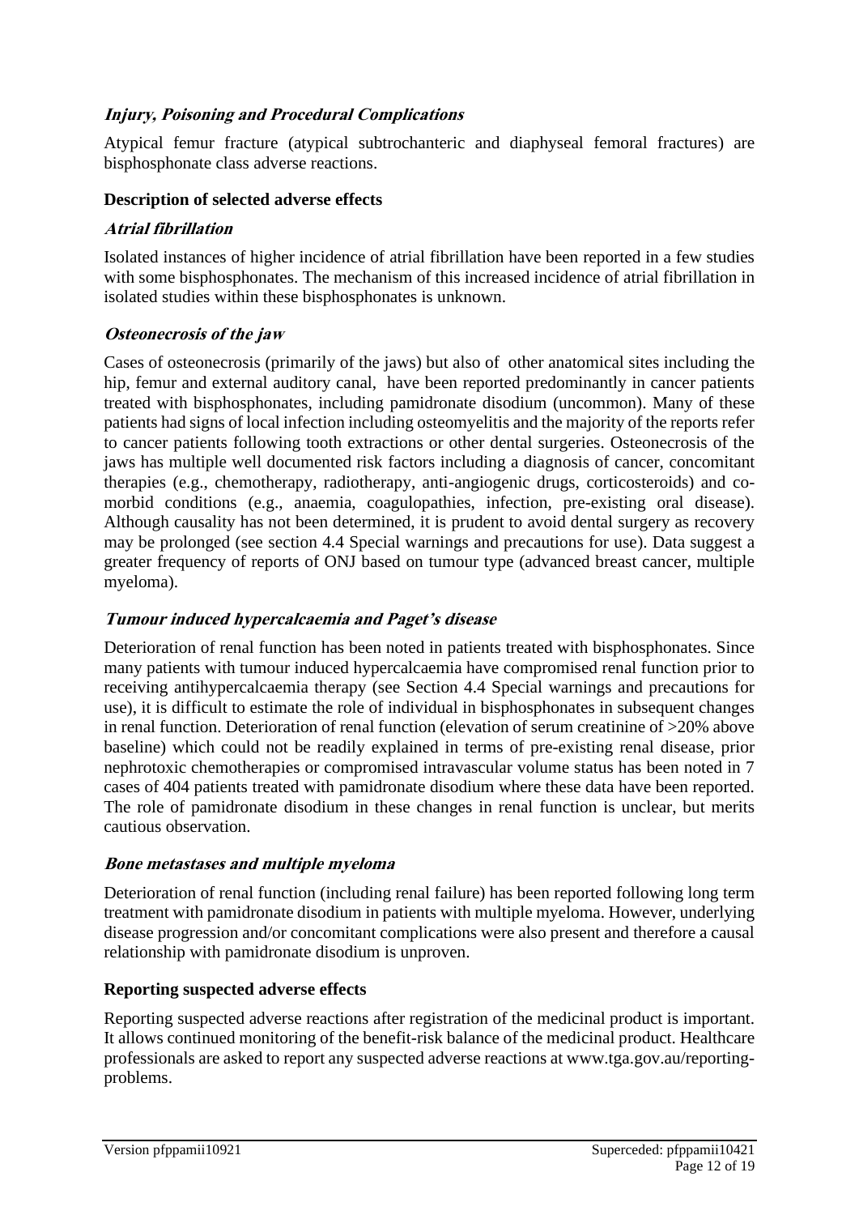***Injury, Poisoning and Procedural Complications***

Atypical femur fracture (atypical subtrochanteric and diaphyseal femoral fractures) are bisphosphonate class adverse reactions.

**Description of selected adverse effects**

***Atrial fibrillation***

Isolated instances of higher incidence of atrial fibrillation have been reported in a few studies with some bisphosphonates. The mechanism of this increased incidence of atrial fibrillation in isolated studies within these bisphosphonates is unknown.

***Osteonecrosis of the jaw***

Cases of osteonecrosis (primarily of the jaws) but also of other anatomical sites including the hip, femur and external auditory canal, have been reported predominantly in cancer patients treated with bisphosphonates, including pamidronate disodium (uncommon). Many of these patients had signs of local infection including osteomyelitis and the majority of the reports refer to cancer patients following tooth extractions or other dental surgeries. Osteonecrosis of the jaws has multiple well documented risk factors including a diagnosis of cancer, concomitant therapies (e.g., chemotherapy, radiotherapy, anti-angiogenic drugs, corticosteroids) and co-morbid conditions (e.g., anaemia, coagulopathies, infection, pre-existing oral disease). Although causality has not been determined, it is prudent to avoid dental surgery as recovery may be prolonged (see section 4.4 Special warnings and precautions for use). Data suggest a greater frequency of reports of ONJ based on tumour type (advanced breast cancer, multiple myeloma).

***Tumour induced hypercalcaemia and Paget's disease***

Deterioration of renal function has been noted in patients treated with bisphosphonates. Since many patients with tumour induced hypercalcaemia have compromised renal function prior to receiving antihypercalcaemia therapy (see Section 4.4 Special warnings and precautions for use), it is difficult to estimate the role of individual in bisphosphonates in subsequent changes in renal function. Deterioration of renal function (elevation of serum creatinine of >20% above baseline) which could not be readily explained in terms of pre-existing renal disease, prior nephrotoxic chemotherapies or compromised intravascular volume status has been noted in 7 cases of 404 patients treated with pamidronate disodium where these data have been reported. The role of pamidronate disodium in these changes in renal function is unclear, but merits cautious observation.

***Bone metastases and multiple myeloma***

Deterioration of renal function (including renal failure) has been reported following long term treatment with pamidronate disodium in patients with multiple myeloma. However, underlying disease progression and/or concomitant complications were also present and therefore a causal relationship with pamidronate disodium is unproven.

**Reporting suspected adverse effects**

Reporting suspected adverse reactions after registration of the medicinal product is important. It allows continued monitoring of the benefit-risk balance of the medicinal product. Healthcare professionals are asked to report any suspected adverse reactions at www.tga.gov.au/reporting-problems.

Version pfppamii10921 Superceded: pfppamii10421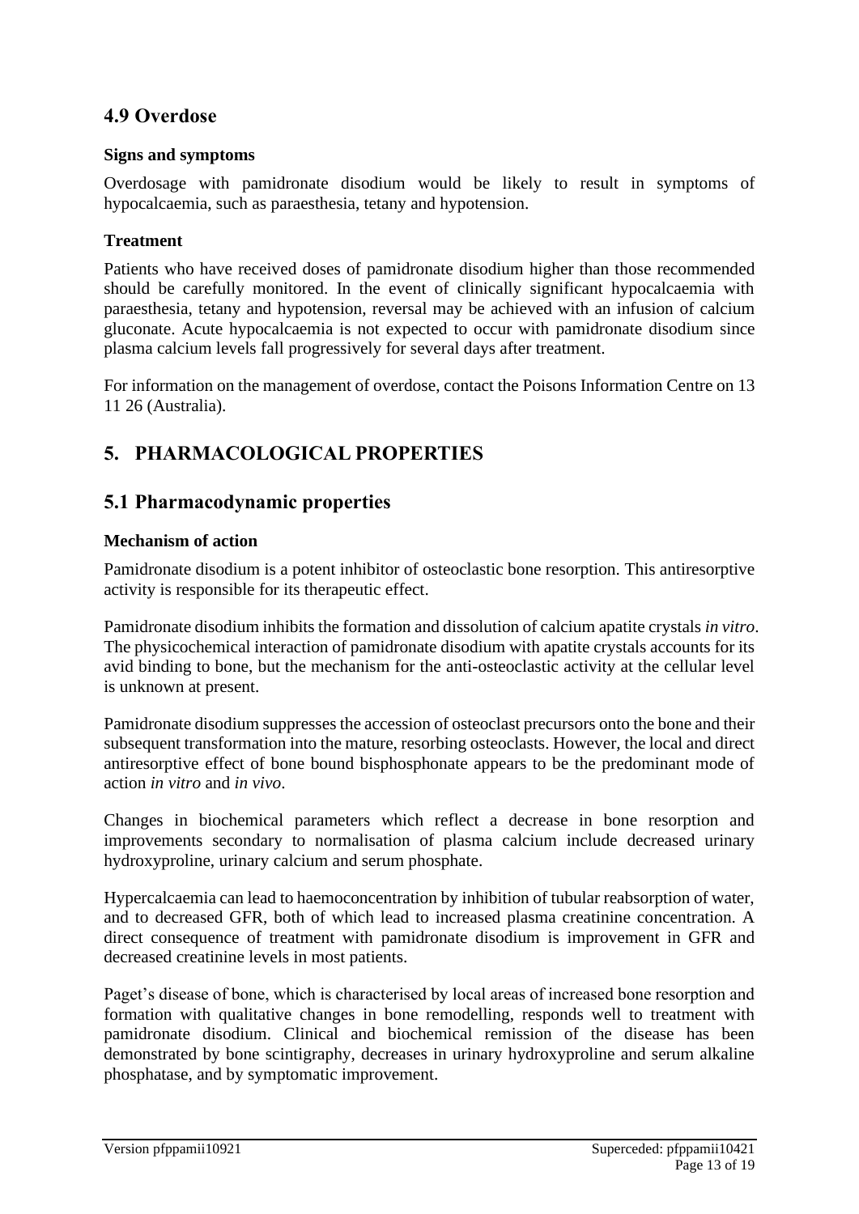## 4.9 Overdose

### Signs and symptoms

Overdosage with pamidronate disodium would be likely to result in symptoms of hypocalcaemia, such as paraesthesia, tetany and hypotension.

### Treatment

Patients who have received doses of pamidronate disodium higher than those recommended should be carefully monitored. In the event of clinically significant hypocalcaemia with paraesthesia, tetany and hypotension, reversal may be achieved with an infusion of calcium gluconate. Acute hypocalcaemia is not expected to occur with pamidronate disodium since plasma calcium levels fall progressively for several days after treatment.

For information on the management of overdose, contact the Poisons Information Centre on 13 11 26 (Australia).

# 5. PHARMACOLOGICAL PROPERTIES

## 5.1 Pharmacodynamic properties

### Mechanism of action

Pamidronate disodium is a potent inhibitor of osteoclastic bone resorption. This antiresorptive activity is responsible for its therapeutic effect.

Pamidronate disodium inhibits the formation and dissolution of calcium apatite crystals *in vitro*. The physicochemical interaction of pamidronate disodium with apatite crystals accounts for its avid binding to bone, but the mechanism for the anti-osteoclastic activity at the cellular level is unknown at present.

Pamidronate disodium suppresses the accession of osteoclast precursors onto the bone and their subsequent transformation into the mature, resorbing osteoclasts. However, the local and direct antiresorptive effect of bone bound bisphosphonate appears to be the predominant mode of action *in vitro* and *in vivo*.

Changes in biochemical parameters which reflect a decrease in bone resorption and improvements secondary to normalisation of plasma calcium include decreased urinary hydroxyproline, urinary calcium and serum phosphate.

Hypercalcaemia can lead to haemoconcentration by inhibition of tubular reabsorption of water, and to decreased GFR, both of which lead to increased plasma creatinine concentration. A direct consequence of treatment with pamidronate disodium is improvement in GFR and decreased creatinine levels in most patients.

Paget's disease of bone, which is characterised by local areas of increased bone resorption and formation with qualitative changes in bone remodelling, responds well to treatment with pamidronate disodium. Clinical and biochemical remission of the disease has been demonstrated by bone scintigraphy, decreases in urinary hydroxyproline and serum alkaline phosphatase, and by symptomatic improvement.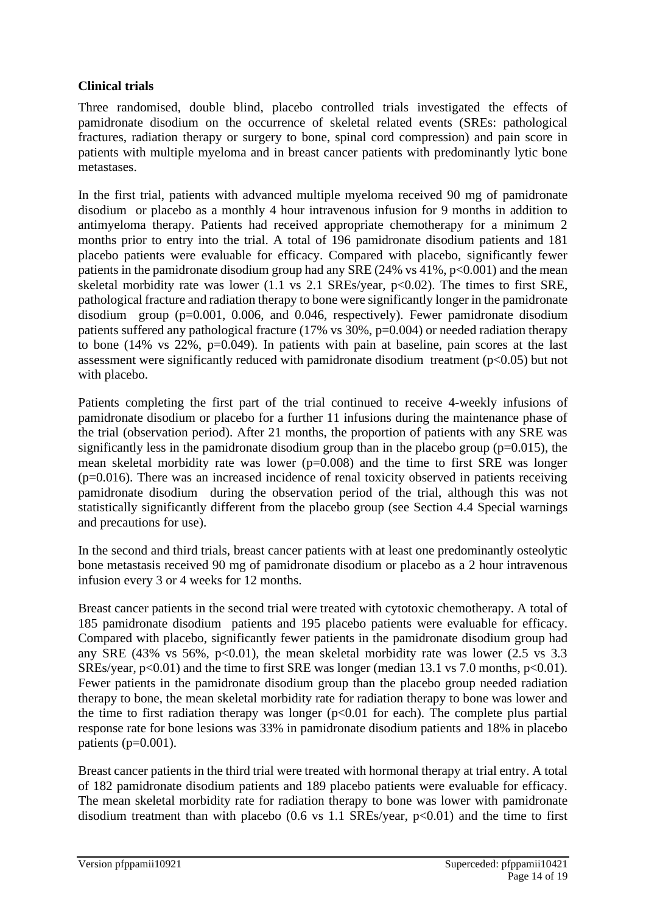**Clinical trials**

Three randomised, double blind, placebo controlled trials investigated the effects of pamidronate disodium on the occurrence of skeletal related events (SREs: pathological fractures, radiation therapy or surgery to bone, spinal cord compression) and pain score in patients with multiple myeloma and in breast cancer patients with predominantly lytic bone metastases.

In the first trial, patients with advanced multiple myeloma received 90 mg of pamidronate disodium or placebo as a monthly 4 hour intravenous infusion for 9 months in addition to antimyeloma therapy. Patients had received appropriate chemotherapy for a minimum 2 months prior to entry into the trial. A total of 196 pamidronate disodium patients and 181 placebo patients were evaluable for efficacy. Compared with placebo, significantly fewer patients in the pamidronate disodium group had any SRE (24% vs 41%, $p<0.001$) and the mean skeletal morbidity rate was lower (1.1 vs 2.1 SREs/year, $p<0.02$). The times to first SRE, pathological fracture and radiation therapy to bone were significantly longer in the pamidronate disodium group ($p=0.001$, 0.006, and 0.046, respectively). Fewer pamidronate disodium patients suffered any pathological fracture (17% vs 30%, $p=0.004$) or needed radiation therapy to bone (14% vs 22%, $p=0.049$). In patients with pain at baseline, pain scores at the last assessment were significantly reduced with pamidronate disodium treatment ($p<0.05$) but not with placebo.

Patients completing the first part of the trial continued to receive 4-weekly infusions of pamidronate disodium or placebo for a further 11 infusions during the maintenance phase of the trial (observation period). After 21 months, the proportion of patients with any SRE was significantly less in the pamidronate disodium group than in the placebo group ($p=0.015$), the mean skeletal morbidity rate was lower ($p=0.008$) and the time to first SRE was longer ($p=0.016$). There was an increased incidence of renal toxicity observed in patients receiving pamidronate disodium during the observation period of the trial, although this was not statistically significantly different from the placebo group (see Section 4.4 Special warnings and precautions for use).

In the second and third trials, breast cancer patients with at least one predominantly osteolytic bone metastasis received 90 mg of pamidronate disodium or placebo as a 2 hour intravenous infusion every 3 or 4 weeks for 12 months.

Breast cancer patients in the second trial were treated with cytotoxic chemotherapy. A total of 185 pamidronate disodium patients and 195 placebo patients were evaluable for efficacy. Compared with placebo, significantly fewer patients in the pamidronate disodium group had any SRE (43% vs 56%, $p<0.01$), the mean skeletal morbidity rate was lower (2.5 vs 3.3 SREs/year, $p<0.01$) and the time to first SRE was longer (median 13.1 vs 7.0 months, $p<0.01$). Fewer patients in the pamidronate disodium group than the placebo group needed radiation therapy to bone, the mean skeletal morbidity rate for radiation therapy to bone was lower and the time to first radiation therapy was longer ($p<0.01$ for each). The complete plus partial response rate for bone lesions was 33% in pamidronate disodium patients and 18% in placebo patients ($p=0.001$).

Breast cancer patients in the third trial were treated with hormonal therapy at trial entry. A total of 182 pamidronate disodium patients and 189 placebo patients were evaluable for efficacy. The mean skeletal morbidity rate for radiation therapy to bone was lower with pamidronate disodium treatment than with placebo (0.6 vs 1.1 SREs/year, $p<0.01$) and the time to first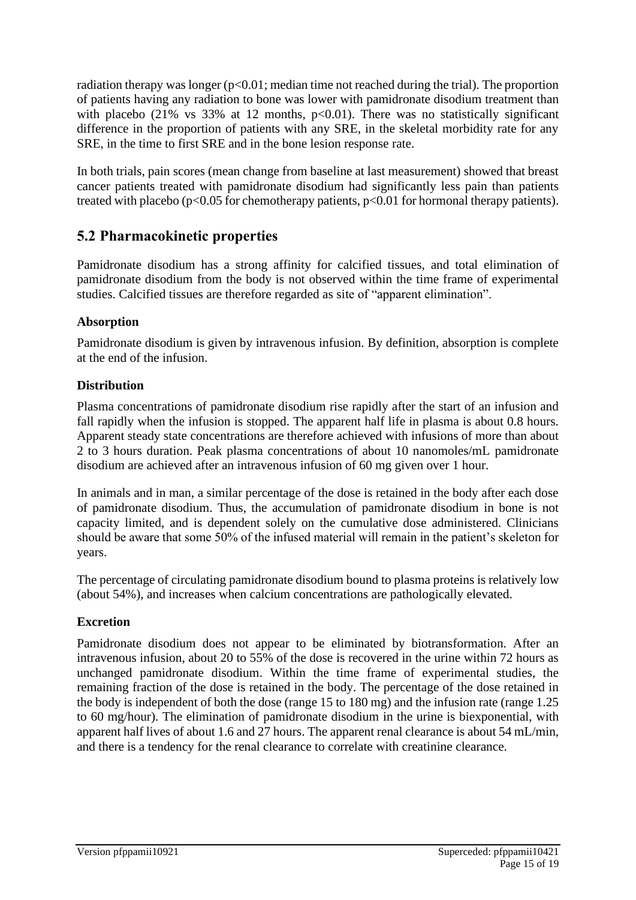radiation therapy was longer ($p<0.01$; median time not reached during the trial). The proportion of patients having any radiation to bone was lower with pamidronate disodium treatment than with placebo (21% vs 33% at 12 months, $p<0.01$). There was no statistically significant difference in the proportion of patients with any SRE, in the skeletal morbidity rate for any SRE, in the time to first SRE and in the bone lesion response rate.

In both trials, pain scores (mean change from baseline at last measurement) showed that breast cancer patients treated with pamidronate disodium had significantly less pain than patients treated with placebo ($p<0.05$ for chemotherapy patients, $p<0.01$ for hormonal therapy patients).

## 5.2 Pharmacokinetic properties

Pamidronate disodium has a strong affinity for calcified tissues, and total elimination of pamidronate disodium from the body is not observed within the time frame of experimental studies. Calcified tissues are therefore regarded as site of "apparent elimination".

### Absorption

Pamidronate disodium is given by intravenous infusion. By definition, absorption is complete at the end of the infusion.

### Distribution

Plasma concentrations of pamidronate disodium rise rapidly after the start of an infusion and fall rapidly when the infusion is stopped. The apparent half life in plasma is about 0.8 hours. Apparent steady state concentrations are therefore achieved with infusions of more than about 2 to 3 hours duration. Peak plasma concentrations of about 10 nanomoles/mL pamidronate disodium are achieved after an intravenous infusion of 60 mg given over 1 hour.

In animals and in man, a similar percentage of the dose is retained in the body after each dose of pamidronate disodium. Thus, the accumulation of pamidronate disodium in bone is not capacity limited, and is dependent solely on the cumulative dose administered. Clinicians should be aware that some 50% of the infused material will remain in the patient's skeleton for years.

The percentage of circulating pamidronate disodium bound to plasma proteins is relatively low (about 54%), and increases when calcium concentrations are pathologically elevated.

### Excretion

Pamidronate disodium does not appear to be eliminated by biotransformation. After an intravenous infusion, about 20 to 55% of the dose is recovered in the urine within 72 hours as unchanged pamidronate disodium. Within the time frame of experimental studies, the remaining fraction of the dose is retained in the body. The percentage of the dose retained in the body is independent of both the dose (range 15 to 180 mg) and the infusion rate (range 1.25 to 60 mg/hour). The elimination of pamidronate disodium in the urine is biexponential, with apparent half lives of about 1.6 and 27 hours. The apparent renal clearance is about 54 mL/min, and there is a tendency for the renal clearance to correlate with creatinine clearance.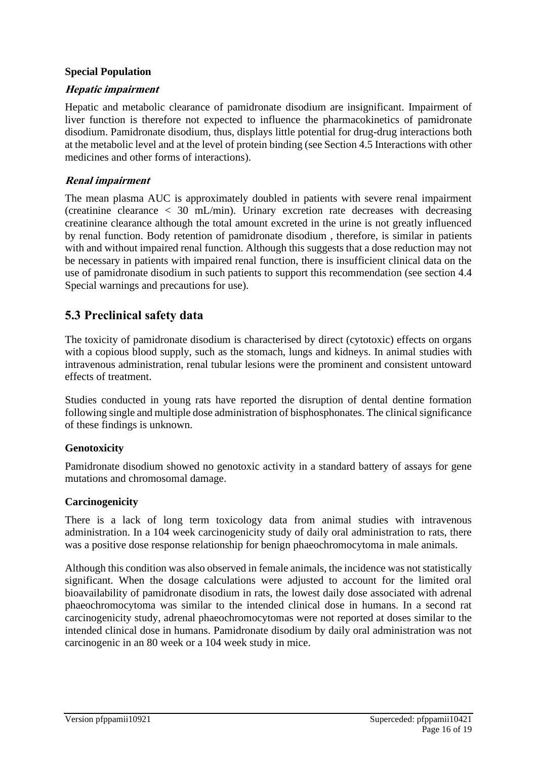**Special Population**

***Hepatic impairment***

Hepatic and metabolic clearance of pamidronate disodium are insignificant. Impairment of liver function is therefore not expected to influence the pharmacokinetics of pamidronate disodium. Pamidronate disodium, thus, displays little potential for drug-drug interactions both at the metabolic level and at the level of protein binding (see Section 4.5 Interactions with other medicines and other forms of interactions).

***Renal impairment***

The mean plasma AUC is approximately doubled in patients with severe renal impairment (creatinine clearance < 30 mL/min). Urinary excretion rate decreases with decreasing creatinine clearance although the total amount excreted in the urine is not greatly influenced by renal function. Body retention of pamidronate disodium , therefore, is similar in patients with and without impaired renal function. Although this suggests that a dose reduction may not be necessary in patients with impaired renal function, there is insufficient clinical data on the use of pamidronate disodium in such patients to support this recommendation (see section 4.4 Special warnings and precautions for use).

## 5.3 Preclinical safety data

The toxicity of pamidronate disodium is characterised by direct (cytotoxic) effects on organs with a copious blood supply, such as the stomach, lungs and kidneys. In animal studies with intravenous administration, renal tubular lesions were the prominent and consistent untoward effects of treatment.

Studies conducted in young rats have reported the disruption of dental dentine formation following single and multiple dose administration of bisphosphonates. The clinical significance of these findings is unknown.

**Genotoxicity**

Pamidronate disodium showed no genotoxic activity in a standard battery of assays for gene mutations and chromosomal damage.

**Carcinogenicity**

There is a lack of long term toxicology data from animal studies with intravenous administration. In a 104 week carcinogenicity study of daily oral administration to rats, there was a positive dose response relationship for benign phaeochromocytoma in male animals.

Although this condition was also observed in female animals, the incidence was not statistically significant. When the dosage calculations were adjusted to account for the limited oral bioavailability of pamidronate disodium in rats, the lowest daily dose associated with adrenal phaeochromocytoma was similar to the intended clinical dose in humans. In a second rat carcinogenicity study, adrenal phaeochromocytomas were not reported at doses similar to the intended clinical dose in humans. Pamidronate disodium by daily oral administration was not carcinogenic in an 80 week or a 104 week study in mice.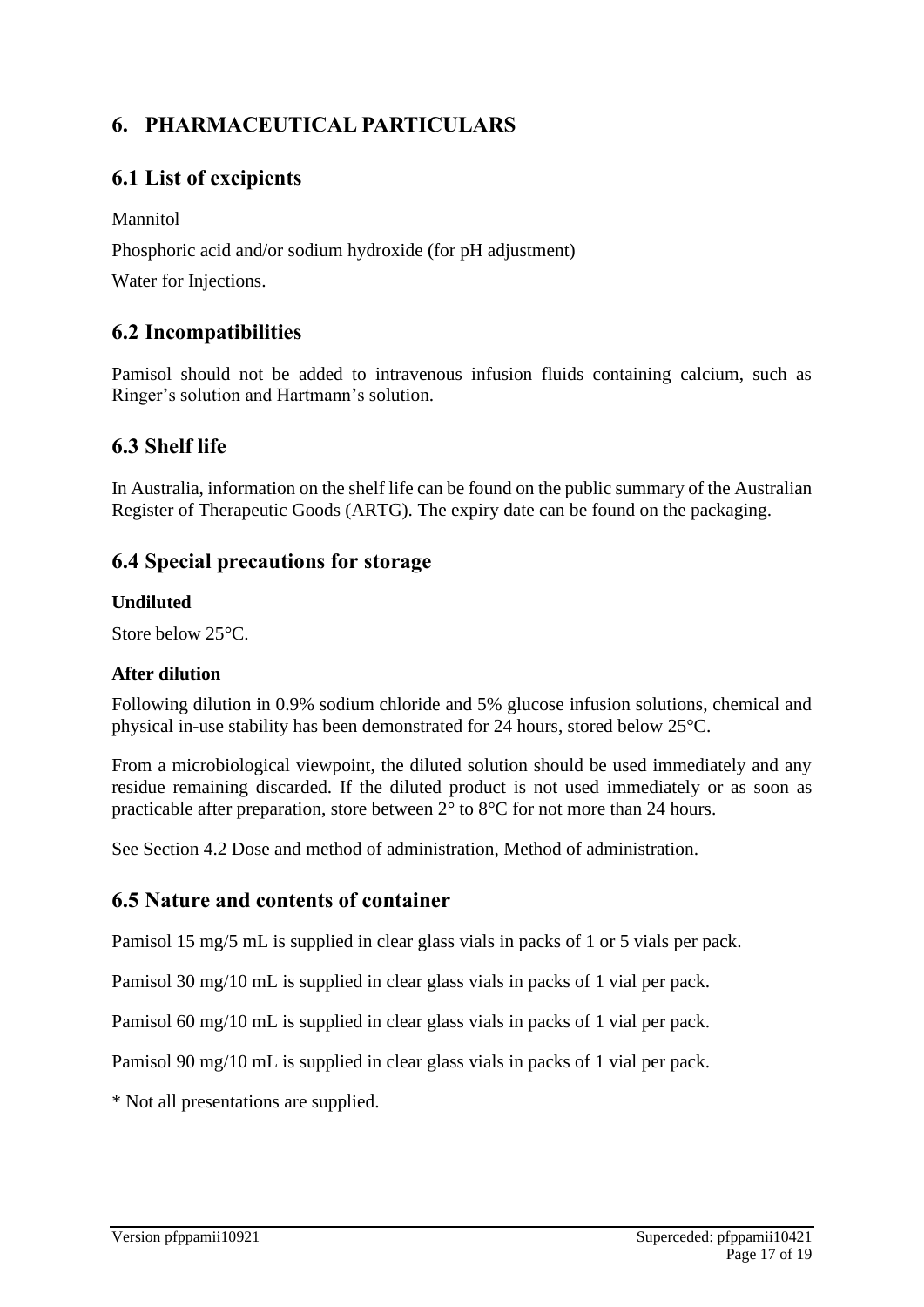# 6. PHARMACEUTICAL PARTICULARS

## 6.1 List of excipients

Mannitol

Phosphoric acid and/or sodium hydroxide (for pH adjustment)

Water for Injections.

## 6.2 Incompatibilities

Pamisol should not be added to intravenous infusion fluids containing calcium, such as Ringer's solution and Hartmann's solution.

## 6.3 Shelf life

In Australia, information on the shelf life can be found on the public summary of the Australian Register of Therapeutic Goods (ARTG). The expiry date can be found on the packaging.

## 6.4 Special precautions for storage

**Undiluted**

Store below 25°C.

**After dilution**

Following dilution in 0.9% sodium chloride and 5% glucose infusion solutions, chemical and physical in-use stability has been demonstrated for 24 hours, stored below 25°C.

From a microbiological viewpoint, the diluted solution should be used immediately and any residue remaining discarded. If the diluted product is not used immediately or as soon as practicable after preparation, store between 2° to 8°C for not more than 24 hours.

See Section 4.2 Dose and method of administration, Method of administration.

## 6.5 Nature and contents of container

Pamisol 15 mg/5 mL is supplied in clear glass vials in packs of 1 or 5 vials per pack.

Pamisol 30 mg/10 mL is supplied in clear glass vials in packs of 1 vial per pack.

Pamisol 60 mg/10 mL is supplied in clear glass vials in packs of 1 vial per pack.

Pamisol 90 mg/10 mL is supplied in clear glass vials in packs of 1 vial per pack.

* Not all presentations are supplied.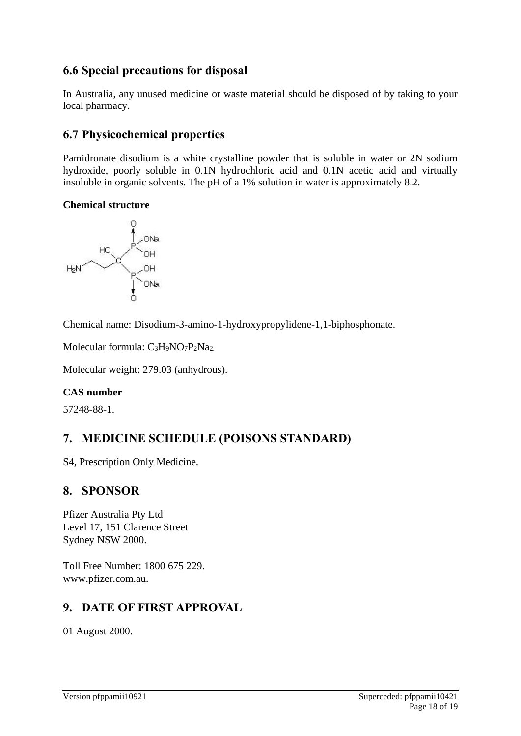## 6.6 Special precautions for disposal

In Australia, any unused medicine or waste material should be disposed of by taking to your local pharmacy.

## 6.7 Physicochemical properties

Pamidronate disodium is a white crystalline powder that is soluble in water or 2N sodium hydroxide, poorly soluble in 0.1N hydrochloric acid and 0.1N acetic acid and virtually insoluble in organic solvents. The pH of a 1% solution in water is approximately 8.2.

**Chemical structure**

Chemical name: Disodium-3-amino-1-hydroxypropylidene-1,1-biphosphonate.

Molecular formula: $C_3H_9NO_7P_2Na_2$.

Molecular weight: 279.03 (anhydrous).

**CAS number**

57248-88-1.

# 7. MEDICINE SCHEDULE (POISONS STANDARD)

S4, Prescription Only Medicine.

# 8. SPONSOR

Pfizer Australia Pty Ltd
Level 17, 151 Clarence Street
Sydney NSW 2000.

Toll Free Number: 1800 675 229.
www.pfizer.com.au.

# 9. DATE OF FIRST APPROVAL

01 August 2000.

Version pfppamii10921 Superceded: pfppamii10421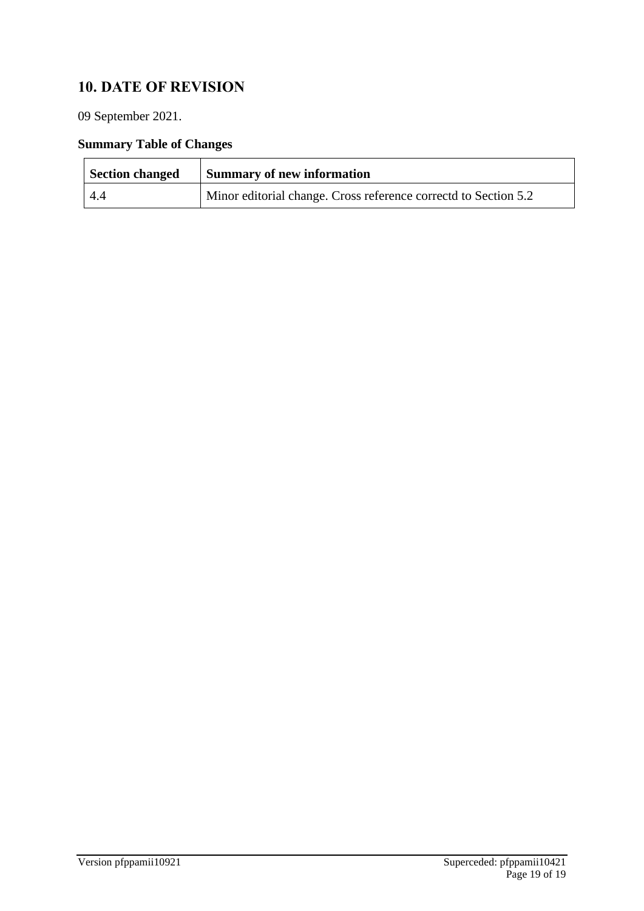## 10. DATE OF REVISION

09 September 2021.

### Summary Table of Changes

| Section changed | Summary of new information |
|---|---|
| 4.4 | Minor editorial change. Cross reference correctd to Section 5.2 |